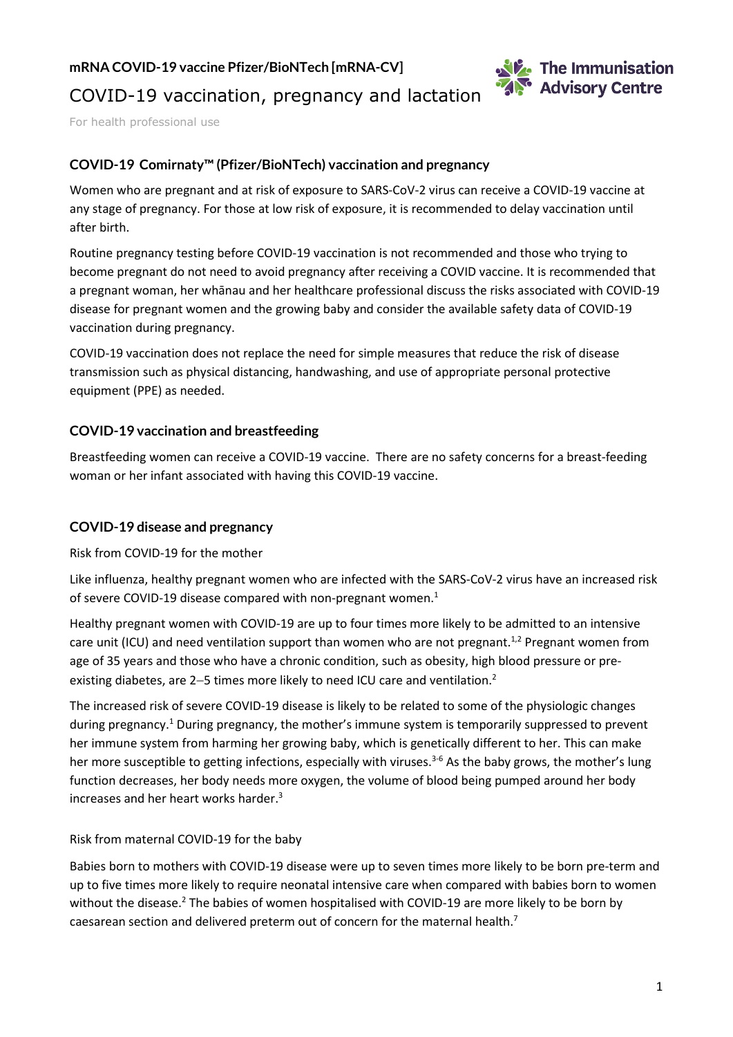**mRNA COVID-19 vaccine Pfizer/BioNTech [mRNA-CV]**

# COVID-19 vaccination, pregnancy and lactation

The Immunisation Advisory Centre

For health professional use

## COVID-19 Comirnaty™ (Pfizer/BioNTech) vaccination and pregnancy

Women who are pregnant and at risk of exposure to SARS-CoV-2 virus can receive a COVID-19 vaccine at any stage of pregnancy. For those at low risk of exposure, it is recommended to delay vaccination until after birth.

Routine pregnancy testing before COVID-19 vaccination is not recommended and those who trying to become pregnant do not need to avoid pregnancy after receiving a COVID vaccine. It is recommended that a pregnant woman, her whānau and her healthcare professional discuss the risks associated with COVID-19 disease for pregnant women and the growing baby and consider the available safety data of COVID-19 vaccination during pregnancy.

COVID-19 vaccination does not replace the need for simple measures that reduce the risk of disease transmission such as physical distancing, handwashing, and use of appropriate personal protective equipment (PPE) as needed.

## COVID-19 vaccination and breastfeeding

Breastfeeding women can receive a COVID-19 vaccine. There are no safety concerns for a breast-feeding woman or her infant associated with having this COVID-19 vaccine.

## COVID-19 disease and pregnancy

Risk from COVID-19 for the mother

Like influenza, healthy pregnant women who are infected with the SARS-CoV-2 virus have an increased risk of severe COVID-19 disease compared with non-pregnant women.[1]

Healthy pregnant women with COVID-19 are up to four times more likely to be admitted to an intensive care unit (ICU) and need ventilation support than women who are not pregnant.[1,2] Pregnant women from age of 35 years and those who have a chronic condition, such as obesity, high blood pressure or pre-existing diabetes, are 2–5 times more likely to need ICU care and ventilation.[2]

The increased risk of severe COVID-19 disease is likely to be related to some of the physiologic changes during pregnancy.[1] During pregnancy, the mother's immune system is temporarily suppressed to prevent her immune system from harming her growing baby, which is genetically different to her. This can make her more susceptible to getting infections, especially with viruses.[3-6] As the baby grows, the mother's lung function decreases, her body needs more oxygen, the volume of blood being pumped around her body increases and her heart works harder.[3]

Risk from maternal COVID-19 for the baby

Babies born to mothers with COVID-19 disease were up to seven times more likely to be born pre-term and up to five times more likely to require neonatal intensive care when compared with babies born to women without the disease.[2] The babies of women hospitalised with COVID-19 are more likely to be born by caesarean section and delivered preterm out of concern for the maternal health.[7]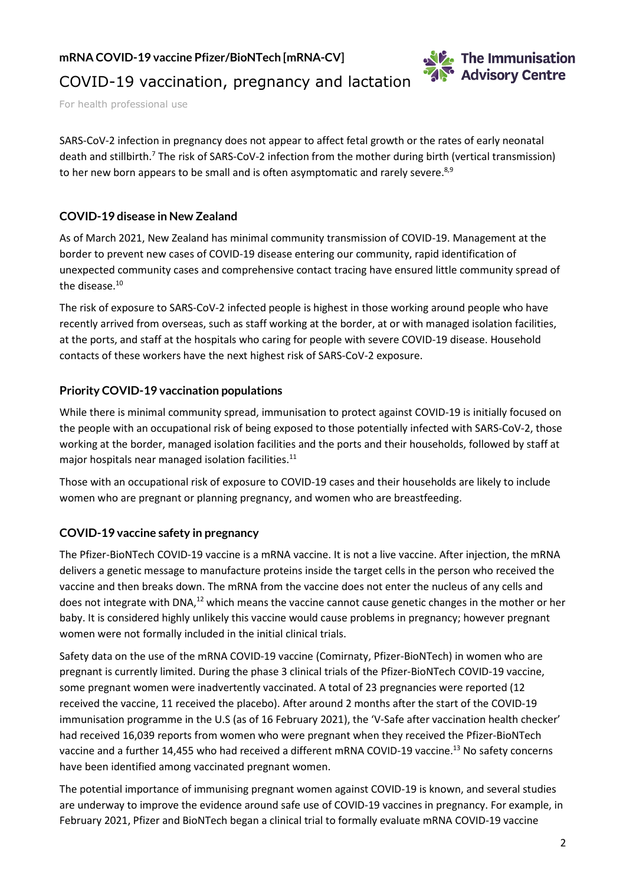SARS-CoV-2 infection in pregnancy does not appear to affect fetal growth or the rates of early neonatal death and stillbirth.[7] The risk of SARS-CoV-2 infection from the mother during birth (vertical transmission) to her new born appears to be small and is often asymptomatic and rarely severe.[8,9]

## COVID-19 disease in New Zealand

As of March 2021, New Zealand has minimal community transmission of COVID-19. Management at the border to prevent new cases of COVID-19 disease entering our community, rapid identification of unexpected community cases and comprehensive contact tracing have ensured little community spread of the disease.[10]

The risk of exposure to SARS-CoV-2 infected people is highest in those working around people who have recently arrived from overseas, such as staff working at the border, at or with managed isolation facilities, at the ports, and staff at the hospitals who caring for people with severe COVID-19 disease. Household contacts of these workers have the next highest risk of SARS-CoV-2 exposure.

## Priority COVID-19 vaccination populations

While there is minimal community spread, immunisation to protect against COVID-19 is initially focused on the people with an occupational risk of being exposed to those potentially infected with SARS-CoV-2, those working at the border, managed isolation facilities and the ports and their households, followed by staff at major hospitals near managed isolation facilities.[11]

Those with an occupational risk of exposure to COVID-19 cases and their households are likely to include women who are pregnant or planning pregnancy, and women who are breastfeeding.

## COVID-19 vaccine safety in pregnancy

The Pfizer-BioNTech COVID-19 vaccine is a mRNA vaccine. It is not a live vaccine. After injection, the mRNA delivers a genetic message to manufacture proteins inside the target cells in the person who received the vaccine and then breaks down. The mRNA from the vaccine does not enter the nucleus of any cells and does not integrate with DNA,[12] which means the vaccine cannot cause genetic changes in the mother or her baby. It is considered highly unlikely this vaccine would cause problems in pregnancy; however pregnant women were not formally included in the initial clinical trials.

Safety data on the use of the mRNA COVID-19 vaccine (Comirnaty, Pfizer-BioNTech) in women who are pregnant is currently limited. During the phase 3 clinical trials of the Pfizer-BioNTech COVID-19 vaccine, some pregnant women were inadvertently vaccinated. A total of 23 pregnancies were reported (12 received the vaccine, 11 received the placebo). After around 2 months after the start of the COVID-19 immunisation programme in the U.S (as of 16 February 2021), the 'V-Safe after vaccination health checker' had received 16,039 reports from women who were pregnant when they received the Pfizer-BioNTech vaccine and a further 14,455 who had received a different mRNA COVID-19 vaccine.[13] No safety concerns have been identified among vaccinated pregnant women.

The potential importance of immunising pregnant women against COVID-19 is known, and several studies are underway to improve the evidence around safe use of COVID-19 vaccines in pregnancy. For example, in February 2021, Pfizer and BioNTech began a clinical trial to formally evaluate mRNA COVID-19 vaccine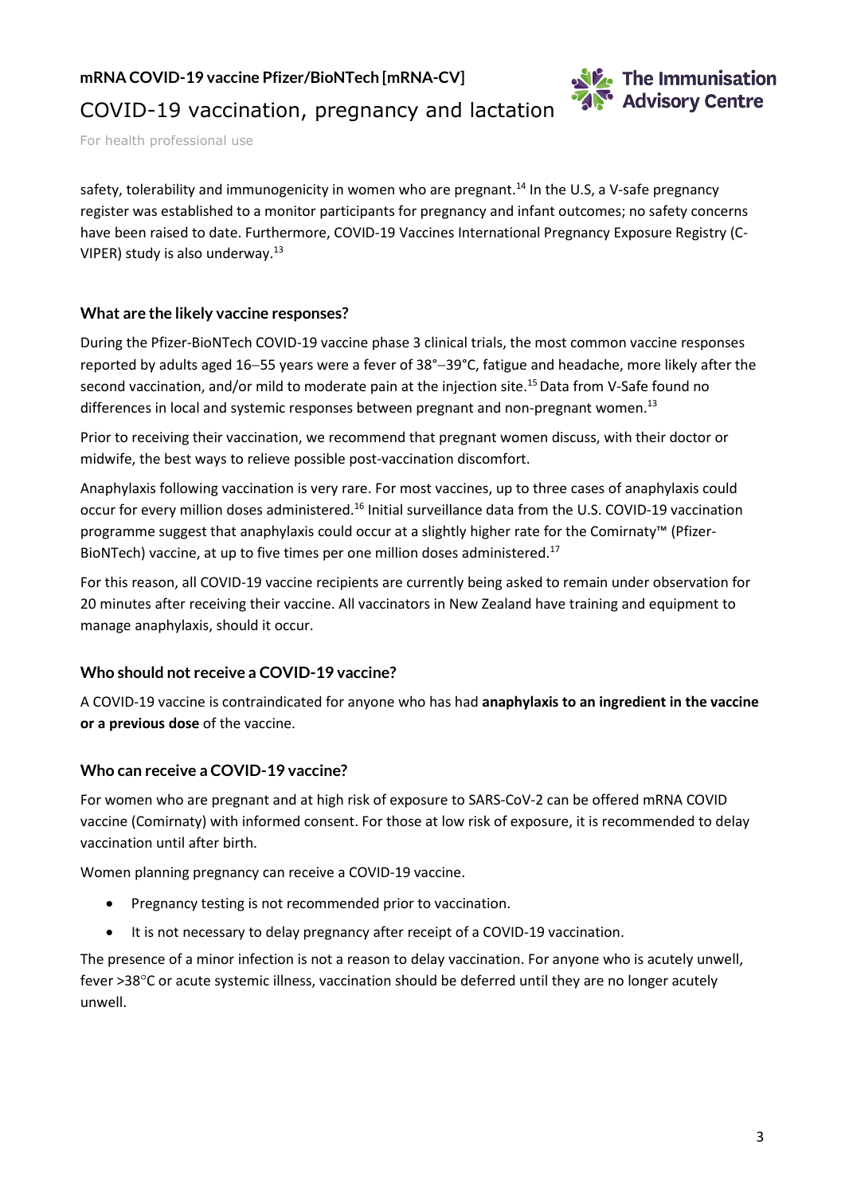safety, tolerability and immunogenicity in women who are pregnant.[14] In the U.S, a V-safe pregnancy register was established to a monitor participants for pregnancy and infant outcomes; no safety concerns have been raised to date. Furthermore, COVID-19 Vaccines International Pregnancy Exposure Registry (C-VIPER) study is also underway.[13]

### What are the likely vaccine responses?

During the Pfizer-BioNTech COVID-19 vaccine phase 3 clinical trials, the most common vaccine responses reported by adults aged 16–55 years were a fever of 38°–39°C, fatigue and headache, more likely after the second vaccination, and/or mild to moderate pain at the injection site.[15] Data from V-Safe found no differences in local and systemic responses between pregnant and non-pregnant women.[13]

Prior to receiving their vaccination, we recommend that pregnant women discuss, with their doctor or midwife, the best ways to relieve possible post-vaccination discomfort.

Anaphylaxis following vaccination is very rare. For most vaccines, up to three cases of anaphylaxis could occur for every million doses administered.[16] Initial surveillance data from the U.S. COVID-19 vaccination programme suggest that anaphylaxis could occur at a slightly higher rate for the Comirnaty™ (Pfizer-BioNTech) vaccine, at up to five times per one million doses administered.[17]

For this reason, all COVID-19 vaccine recipients are currently being asked to remain under observation for 20 minutes after receiving their vaccine. All vaccinators in New Zealand have training and equipment to manage anaphylaxis, should it occur.

### Who should not receive a COVID-19 vaccine?

A COVID-19 vaccine is contraindicated for anyone who has had **anaphylaxis to an ingredient in the vaccine or a previous dose** of the vaccine.

### Who can receive a COVID-19 vaccine?

For women who are pregnant and at high risk of exposure to SARS-CoV-2 can be offered mRNA COVID vaccine (Comirnaty) with informed consent. For those at low risk of exposure, it is recommended to delay vaccination until after birth.

Women planning pregnancy can receive a COVID-19 vaccine.

- Pregnancy testing is not recommended prior to vaccination.
- It is not necessary to delay pregnancy after receipt of a COVID-19 vaccination.

The presence of a minor infection is not a reason to delay vaccination. For anyone who is acutely unwell, fever >38°C or acute systemic illness, vaccination should be deferred until they are no longer acutely unwell.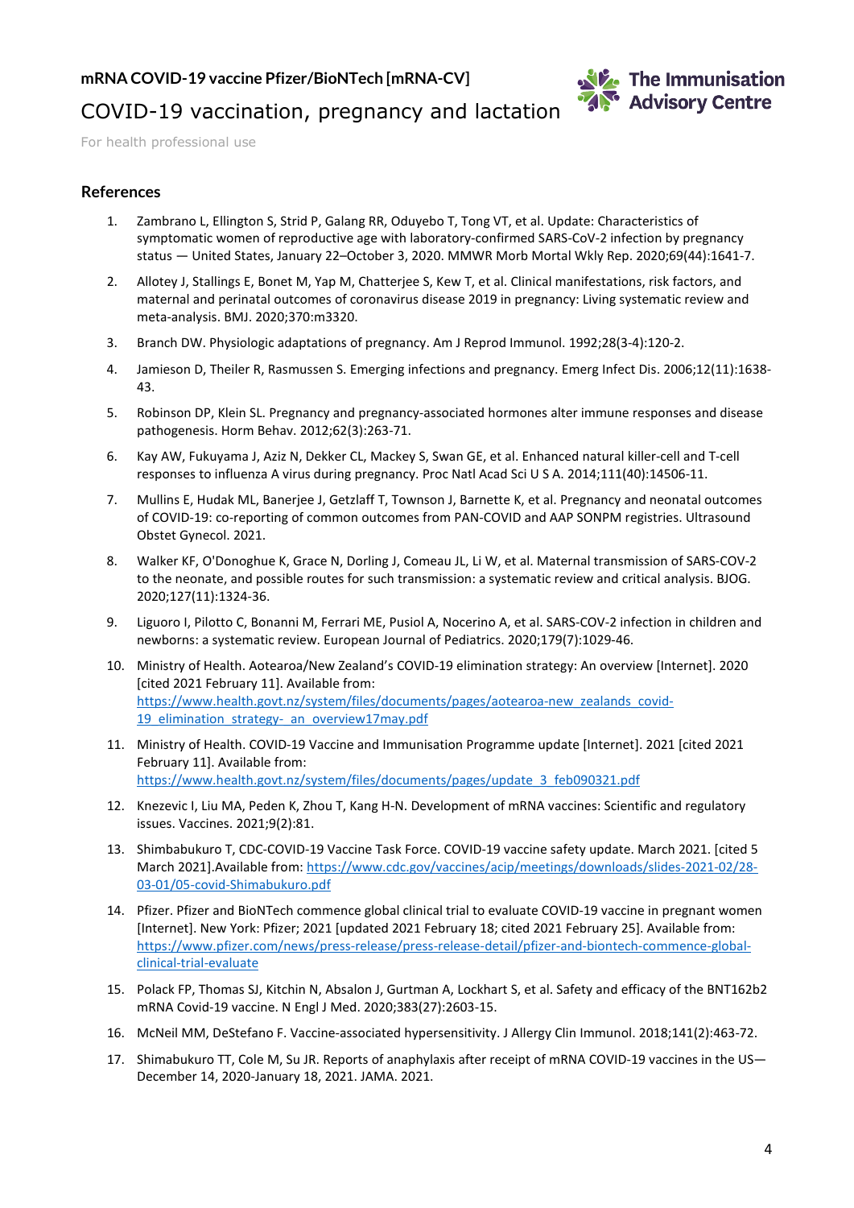## References

1. Zambrano L, Ellington S, Strid P, Galang RR, Oduyebo T, Tong VT, et al. Update: Characteristics of symptomatic women of reproductive age with laboratory-confirmed SARS-CoV-2 infection by pregnancy status — United States, January 22–October 3, 2020. MMWR Morb Mortal Wkly Rep. 2020;69(44):1641-7.
2. Allotey J, Stallings E, Bonet M, Yap M, Chatterjee S, Kew T, et al. Clinical manifestations, risk factors, and maternal and perinatal outcomes of coronavirus disease 2019 in pregnancy: Living systematic review and meta-analysis. BMJ. 2020;370:m3320.
3. Branch DW. Physiologic adaptations of pregnancy. Am J Reprod Immunol. 1992;28(3-4):120-2.
4. Jamieson D, Theiler R, Rasmussen S. Emerging infections and pregnancy. Emerg Infect Dis. 2006;12(11):1638-43.
5. Robinson DP, Klein SL. Pregnancy and pregnancy-associated hormones alter immune responses and disease pathogenesis. Horm Behav. 2012;62(3):263-71.
6. Kay AW, Fukuyama J, Aziz N, Dekker CL, Mackey S, Swan GE, et al. Enhanced natural killer-cell and T-cell responses to influenza A virus during pregnancy. Proc Natl Acad Sci U S A. 2014;111(40):14506-11.
7. Mullins E, Hudak ML, Banerjee J, Getzlaff T, Townson J, Barnette K, et al. Pregnancy and neonatal outcomes of COVID-19: co-reporting of common outcomes from PAN-COVID and AAP SONPM registries. Ultrasound Obstet Gynecol. 2021.
8. Walker KF, O'Donoghue K, Grace N, Dorling J, Comeau JL, Li W, et al. Maternal transmission of SARS-COV-2 to the neonate, and possible routes for such transmission: a systematic review and critical analysis. BJOG. 2020;127(11):1324-36.
9. Liguoro I, Pilotto C, Bonanni M, Ferrari ME, Pusiol A, Nocerino A, et al. SARS-COV-2 infection in children and newborns: a systematic review. European Journal of Pediatrics. 2020;179(7):1029-46.
10. Ministry of Health. Aotearoa/New Zealand's COVID-19 elimination strategy: An overview [Internet]. 2020 [cited 2021 February 11]. Available from: https://www.health.govt.nz/system/files/documents/pages/aotearoa-new_zealands_covid-19_elimination_strategy-_an_overview17may.pdf
11. Ministry of Health. COVID-19 Vaccine and Immunisation Programme update [Internet]. 2021 [cited 2021 February 11]. Available from: https://www.health.govt.nz/system/files/documents/pages/update_3_feb090321.pdf
12. Knezevic I, Liu MA, Peden K, Zhou T, Kang H-N. Development of mRNA vaccines: Scientific and regulatory issues. Vaccines. 2021;9(2):81.
13. Shimbabukuro T, CDC-COVID-19 Vaccine Task Force. COVID-19 vaccine safety update. March 2021. [cited 5 March 2021].Available from: https://www.cdc.gov/vaccines/acip/meetings/downloads/slides-2021-02/28-03-01/05-covid-Shimabukuro.pdf
14. Pfizer. Pfizer and BioNTech commence global clinical trial to evaluate COVID-19 vaccine in pregnant women [Internet]. New York: Pfizer; 2021 [updated 2021 February 18; cited 2021 February 25]. Available from: https://www.pfizer.com/news/press-release/press-release-detail/pfizer-and-biontech-commence-global-clinical-trial-evaluate
15. Polack FP, Thomas SJ, Kitchin N, Absalon J, Gurtman A, Lockhart S, et al. Safety and efficacy of the BNT162b2 mRNA Covid-19 vaccine. N Engl J Med. 2020;383(27):2603-15.
16. McNeil MM, DeStefano F. Vaccine-associated hypersensitivity. J Allergy Clin Immunol. 2018;141(2):463-72.
17. Shimabukuro TT, Cole M, Su JR. Reports of anaphylaxis after receipt of mRNA COVID-19 vaccines in the US—December 14, 2020-January 18, 2021. JAMA. 2021.